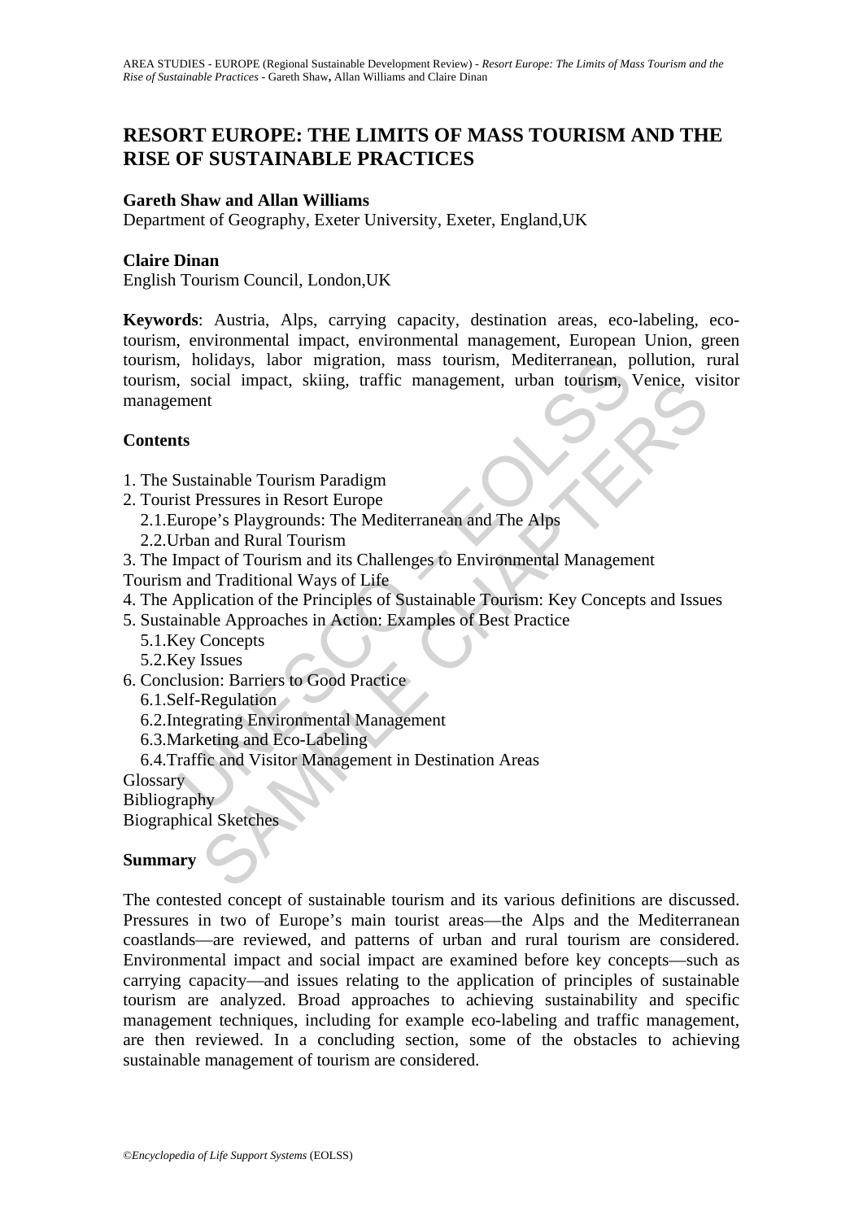# RESORT EUROPE: THE LIMITS OF MASS TOURISM AND THE RISE OF SUSTAINABLE PRACTICES

**Gareth Shaw and Allan Williams**
Department of Geography, Exeter University, Exeter, England,UK

**Claire Dinan**
English Tourism Council, London,UK

**Keywords**: Austria, Alps, carrying capacity, destination areas, eco-labeling, eco-tourism, environmental impact, environmental management, European Union, green tourism, holidays, labor migration, mass tourism, Mediterranean, pollution, rural tourism, social impact, skiing, traffic management, urban tourism, Venice, visitor management

## Contents

1. The Sustainable Tourism Paradigm
2. Tourist Pressures in Resort Europe
   2.1.Europe's Playgrounds: The Mediterranean and The Alps
   2.2.Urban and Rural Tourism
3. The Impact of Tourism and its Challenges to Environmental Management
Tourism and Traditional Ways of Life
4. The Application of the Principles of Sustainable Tourism: Key Concepts and Issues
5. Sustainable Approaches in Action: Examples of Best Practice
   5.1.Key Concepts
   5.2.Key Issues
6. Conclusion: Barriers to Good Practice
   6.1.Self-Regulation
   6.2.Integrating Environmental Management
   6.3.Marketing and Eco-Labeling
   6.4.Traffic and Visitor Management in Destination Areas

Glossary
Bibliography
Biographical Sketches

## Summary

The contested concept of sustainable tourism and its various definitions are discussed. Pressures in two of Europe's main tourist areas—the Alps and the Mediterranean coastlands—are reviewed, and patterns of urban and rural tourism are considered. Environmental impact and social impact are examined before key concepts—such as carrying capacity—and issues relating to the application of principles of sustainable tourism are analyzed. Broad approaches to achieving sustainability and specific management techniques, including for example eco-labeling and traffic management, are then reviewed. In a concluding section, some of the obstacles to achieving sustainable management of tourism are considered.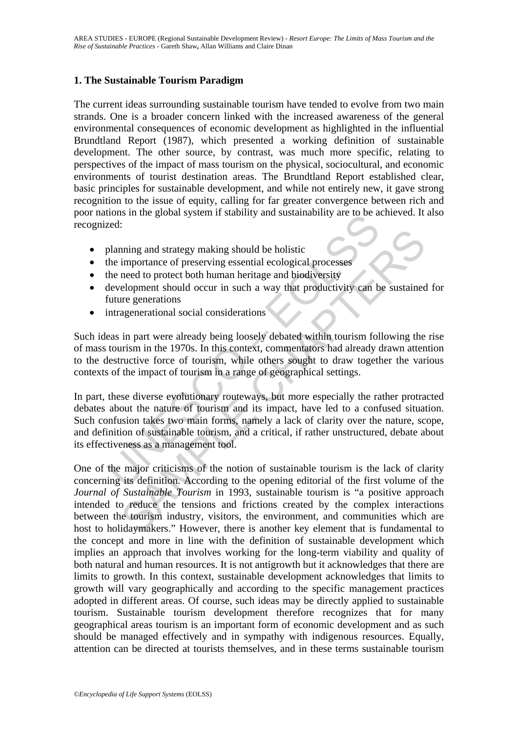## 1. The Sustainable Tourism Paradigm

The current ideas surrounding sustainable tourism have tended to evolve from two main strands. One is a broader concern linked with the increased awareness of the general environmental consequences of economic development as highlighted in the influential Brundtland Report (1987), which presented a working definition of sustainable development. The other source, by contrast, was much more specific, relating to perspectives of the impact of mass tourism on the physical, sociocultural, and economic environments of tourist destination areas. The Brundtland Report established clear, basic principles for sustainable development, and while not entirely new, it gave strong recognition to the issue of equity, calling for far greater convergence between rich and poor nations in the global system if stability and sustainability are to be achieved. It also recognized:

- planning and strategy making should be holistic
- the importance of preserving essential ecological processes
- the need to protect both human heritage and biodiversity
- development should occur in such a way that productivity can be sustained for future generations
- intragenerational social considerations

Such ideas in part were already being loosely debated within tourism following the rise of mass tourism in the 1970s. In this context, commentators had already drawn attention to the destructive force of tourism, while others sought to draw together the various contexts of the impact of tourism in a range of geographical settings.

In part, these diverse evolutionary routeways, but more especially the rather protracted debates about the nature of tourism and its impact, have led to a confused situation. Such confusion takes two main forms, namely a lack of clarity over the nature, scope, and definition of sustainable tourism, and a critical, if rather unstructured, debate about its effectiveness as a management tool.

One of the major criticisms of the notion of sustainable tourism is the lack of clarity concerning its definition. According to the opening editorial of the first volume of the *Journal of Sustainable Tourism* in 1993, sustainable tourism is "a positive approach intended to reduce the tensions and frictions created by the complex interactions between the tourism industry, visitors, the environment, and communities which are host to holidaymakers." However, there is another key element that is fundamental to the concept and more in line with the definition of sustainable development which implies an approach that involves working for the long-term viability and quality of both natural and human resources. It is not antigrowth but it acknowledges that there are limits to growth. In this context, sustainable development acknowledges that limits to growth will vary geographically and according to the specific management practices adopted in different areas. Of course, such ideas may be directly applied to sustainable tourism. Sustainable tourism development therefore recognizes that for many geographical areas tourism is an important form of economic development and as such should be managed effectively and in sympathy with indigenous resources. Equally, attention can be directed at tourists themselves, and in these terms sustainable tourism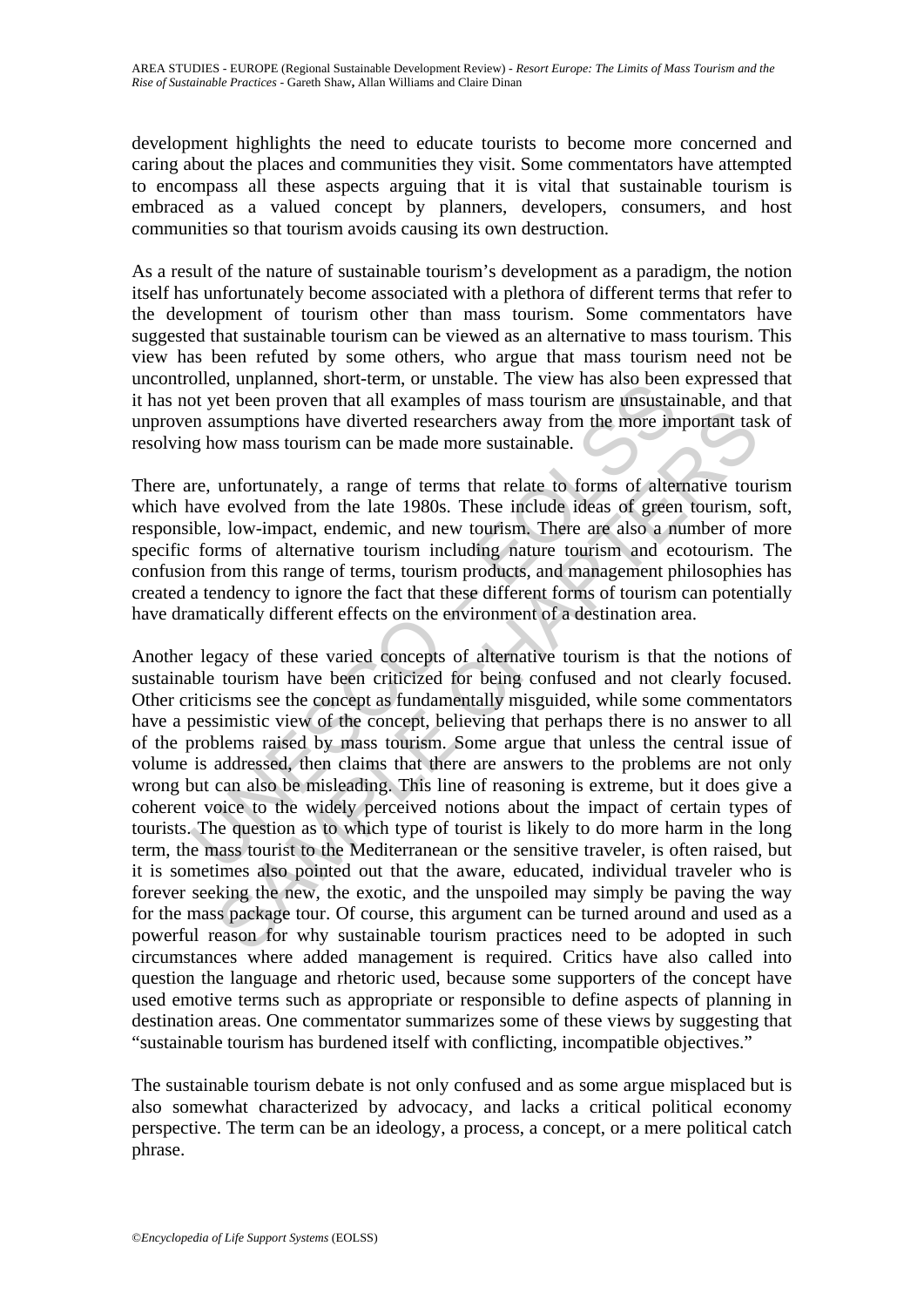development highlights the need to educate tourists to become more concerned and caring about the places and communities they visit. Some commentators have attempted to encompass all these aspects arguing that it is vital that sustainable tourism is embraced as a valued concept by planners, developers, consumers, and host communities so that tourism avoids causing its own destruction.

As a result of the nature of sustainable tourism's development as a paradigm, the notion itself has unfortunately become associated with a plethora of different terms that refer to the development of tourism other than mass tourism. Some commentators have suggested that sustainable tourism can be viewed as an alternative to mass tourism. This view has been refuted by some others, who argue that mass tourism need not be uncontrolled, unplanned, short-term, or unstable. The view has also been expressed that it has not yet been proven that all examples of mass tourism are unsustainable, and that unproven assumptions have diverted researchers away from the more important task of resolving how mass tourism can be made more sustainable.

There are, unfortunately, a range of terms that relate to forms of alternative tourism which have evolved from the late 1980s. These include ideas of green tourism, soft, responsible, low-impact, endemic, and new tourism. There are also a number of more specific forms of alternative tourism including nature tourism and ecotourism. The confusion from this range of terms, tourism products, and management philosophies has created a tendency to ignore the fact that these different forms of tourism can potentially have dramatically different effects on the environment of a destination area.

Another legacy of these varied concepts of alternative tourism is that the notions of sustainable tourism have been criticized for being confused and not clearly focused. Other criticisms see the concept as fundamentally misguided, while some commentators have a pessimistic view of the concept, believing that perhaps there is no answer to all of the problems raised by mass tourism. Some argue that unless the central issue of volume is addressed, then claims that there are answers to the problems are not only wrong but can also be misleading. This line of reasoning is extreme, but it does give a coherent voice to the widely perceived notions about the impact of certain types of tourists. The question as to which type of tourist is likely to do more harm in the long term, the mass tourist to the Mediterranean or the sensitive traveler, is often raised, but it is sometimes also pointed out that the aware, educated, individual traveler who is forever seeking the new, the exotic, and the unspoiled may simply be paving the way for the mass package tour. Of course, this argument can be turned around and used as a powerful reason for why sustainable tourism practices need to be adopted in such circumstances where added management is required. Critics have also called into question the language and rhetoric used, because some supporters of the concept have used emotive terms such as appropriate or responsible to define aspects of planning in destination areas. One commentator summarizes some of these views by suggesting that "sustainable tourism has burdened itself with conflicting, incompatible objectives."

The sustainable tourism debate is not only confused and as some argue misplaced but is also somewhat characterized by advocacy, and lacks a critical political economy perspective. The term can be an ideology, a process, a concept, or a mere political catch phrase.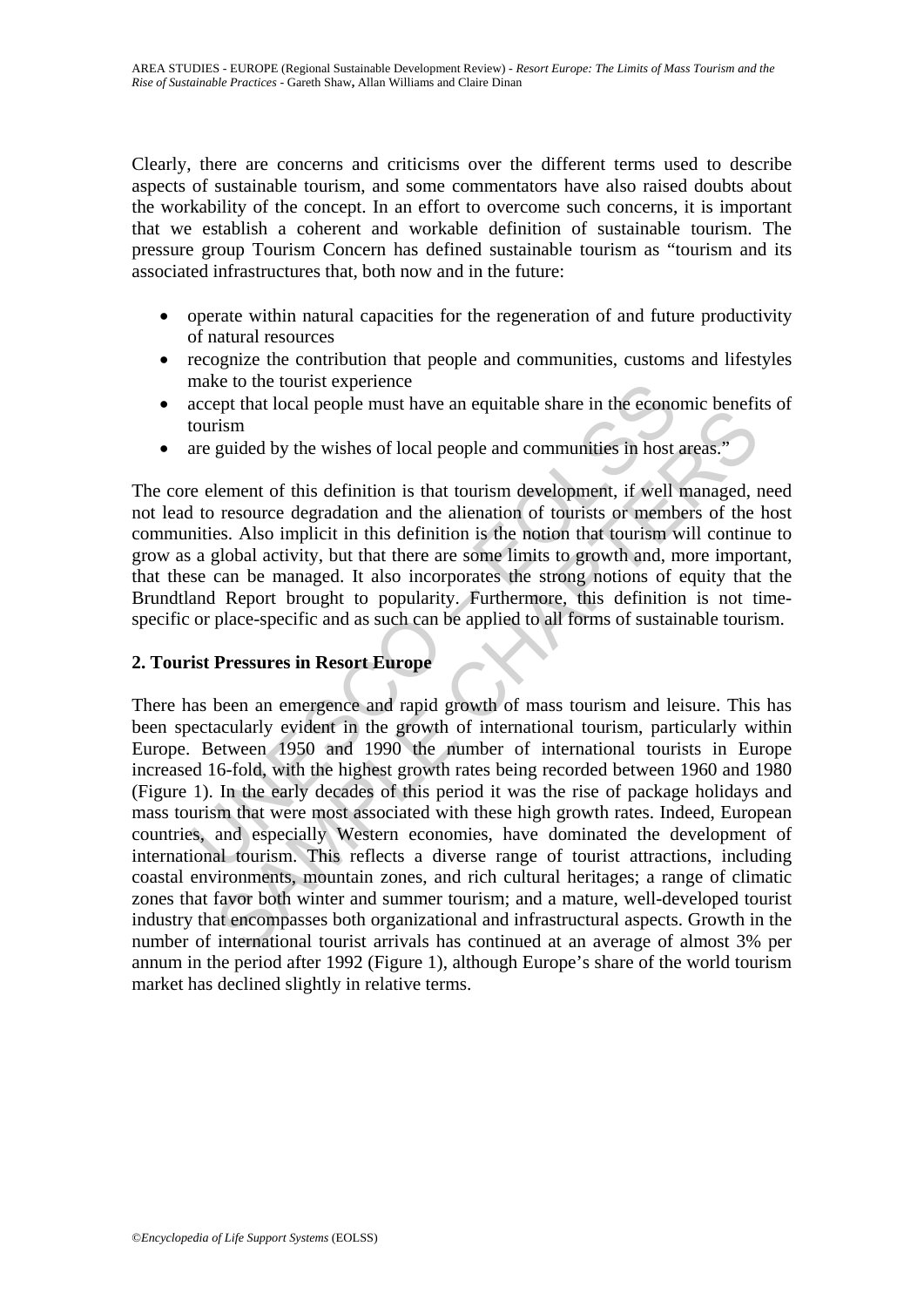Clearly, there are concerns and criticisms over the different terms used to describe aspects of sustainable tourism, and some commentators have also raised doubts about the workability of the concept. In an effort to overcome such concerns, it is important that we establish a coherent and workable definition of sustainable tourism. The pressure group Tourism Concern has defined sustainable tourism as "tourism and its associated infrastructures that, both now and in the future:

- operate within natural capacities for the regeneration of and future productivity of natural resources
- recognize the contribution that people and communities, customs and lifestyles make to the tourist experience
- accept that local people must have an equitable share in the economic benefits of tourism
- are guided by the wishes of local people and communities in host areas."

The core element of this definition is that tourism development, if well managed, need not lead to resource degradation and the alienation of tourists or members of the host communities. Also implicit in this definition is the notion that tourism will continue to grow as a global activity, but that there are some limits to growth and, more important, that these can be managed. It also incorporates the strong notions of equity that the Brundtland Report brought to popularity. Furthermore, this definition is not time-specific or place-specific and as such can be applied to all forms of sustainable tourism.

## 2. Tourist Pressures in Resort Europe

There has been an emergence and rapid growth of mass tourism and leisure. This has been spectacularly evident in the growth of international tourism, particularly within Europe. Between 1950 and 1990 the number of international tourists in Europe increased 16-fold, with the highest growth rates being recorded between 1960 and 1980 (Figure 1). In the early decades of this period it was the rise of package holidays and mass tourism that were most associated with these high growth rates. Indeed, European countries, and especially Western economies, have dominated the development of international tourism. This reflects a diverse range of tourist attractions, including coastal environments, mountain zones, and rich cultural heritages; a range of climatic zones that favor both winter and summer tourism; and a mature, well-developed tourist industry that encompasses both organizational and infrastructural aspects. Growth in the number of international tourist arrivals has continued at an average of almost 3% per annum in the period after 1992 (Figure 1), although Europe's share of the world tourism market has declined slightly in relative terms.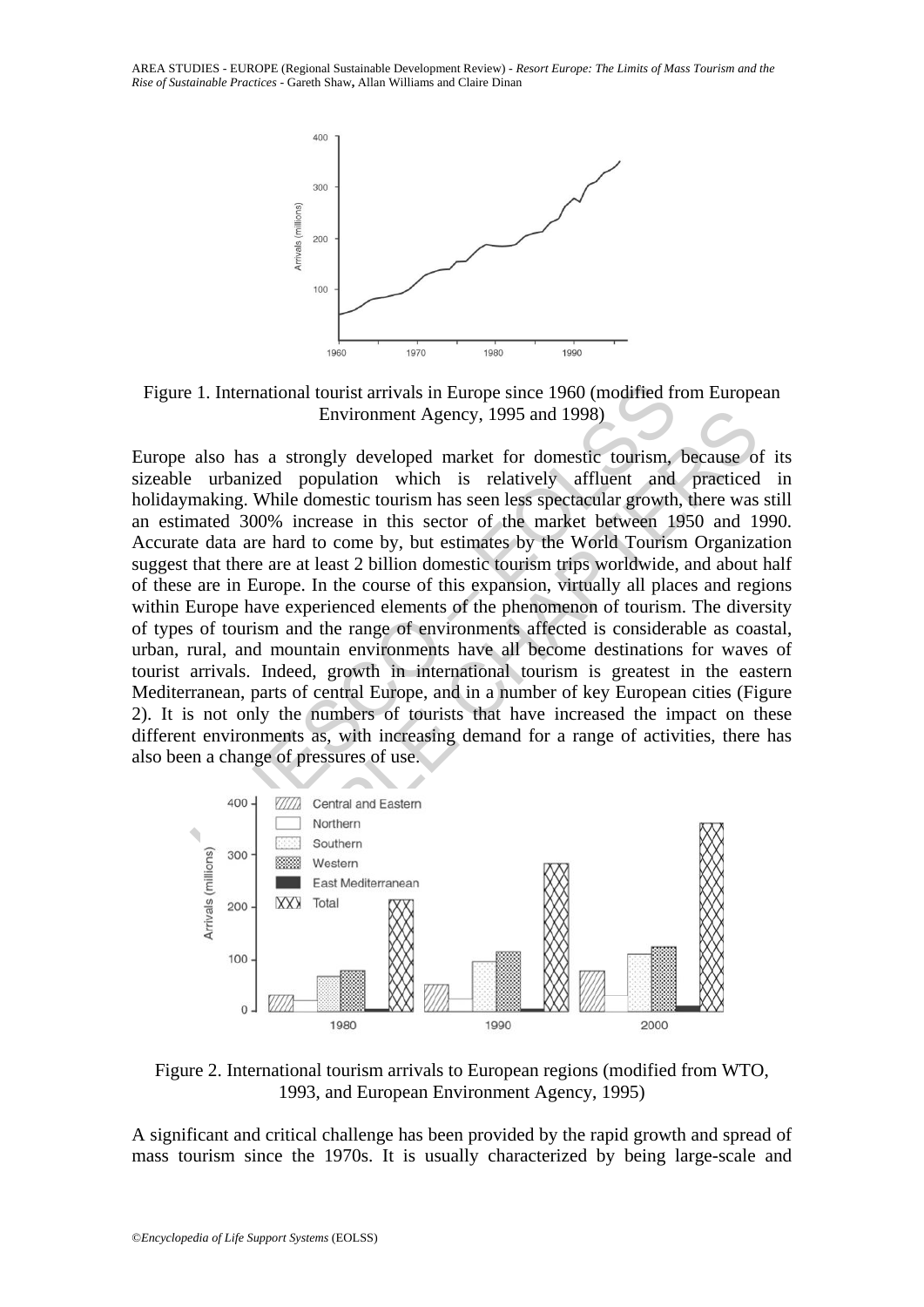400
300
200
100
Arrivals (millions)
1960
1970
1980
1990

Figure 1. International tourist arrivals in Europe since 1960 (modified from European Environment Agency, 1995 and 1998)

Europe also has a strongly developed market for domestic tourism, because of its sizeable urbanized population which is relatively affluent and practiced in holidaymaking. While domestic tourism has seen less spectacular growth, there was still an estimated 300% increase in this sector of the market between 1950 and 1990. Accurate data are hard to come by, but estimates by the World Tourism Organization suggest that there are at least 2 billion domestic tourism trips worldwide, and about half of these are in Europe. In the course of this expansion, virtually all places and regions within Europe have experienced elements of the phenomenon of tourism. The diversity of types of tourism and the range of environments affected is considerable as coastal, urban, rural, and mountain environments have all become destinations for waves of tourist arrivals. Indeed, growth in international tourism is greatest in the eastern Mediterranean, parts of central Europe, and in a number of key European cities (Figure 2). It is not only the numbers of tourists that have increased the impact on these different environments as, with increasing demand for a range of activities, there has also been a change of pressures of use.

400
300
200
100
0
Arrivals (millions)
Central and Eastern
Northern
Southern
Western
East Mediterranean
Total
1980
1990
2000

Figure 2. International tourism arrivals to European regions (modified from WTO, 1993, and European Environment Agency, 1995)

A significant and critical challenge has been provided by the rapid growth and spread of mass tourism since the 1970s. It is usually characterized by being large-scale and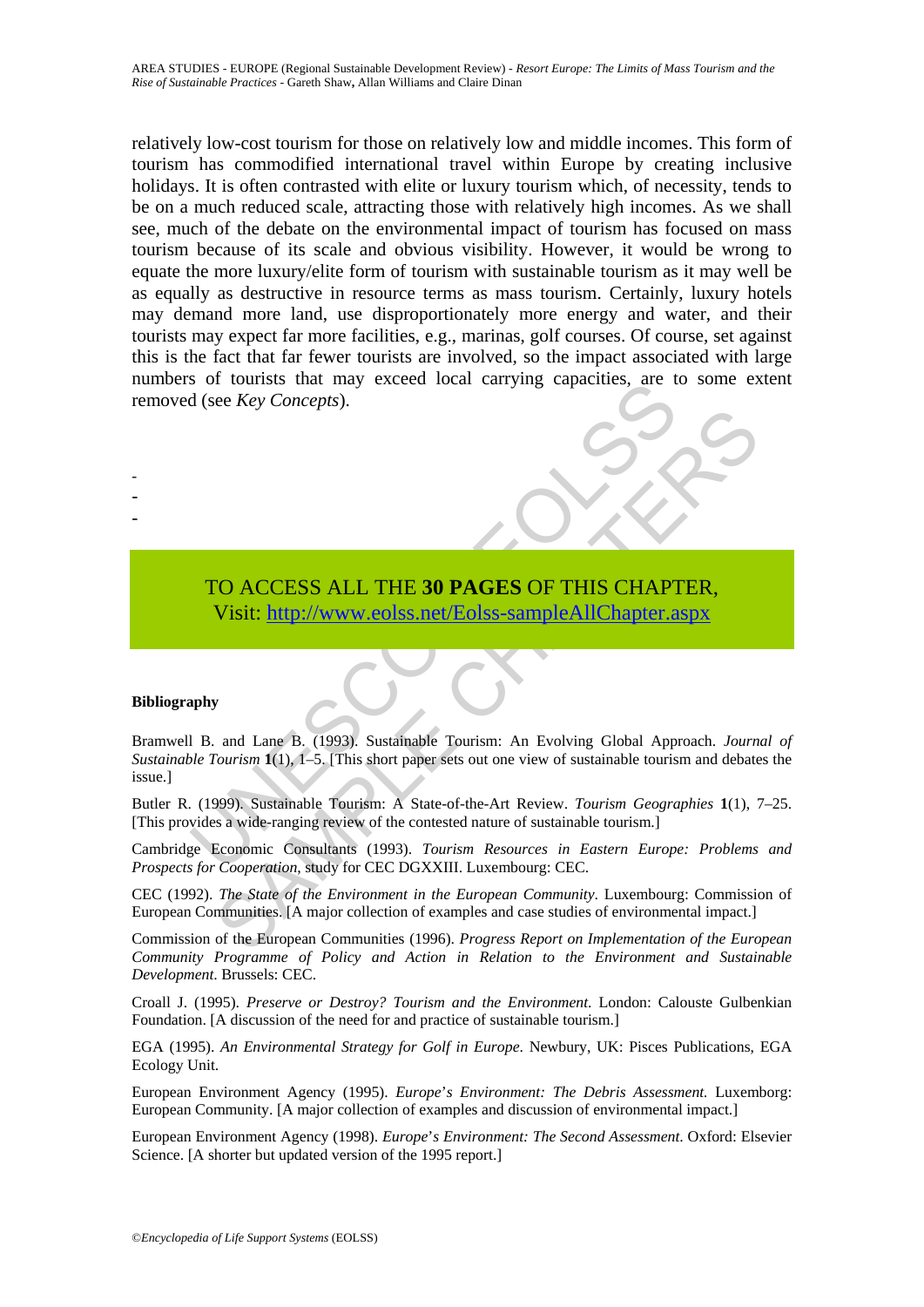relatively low-cost tourism for those on relatively low and middle incomes. This form of tourism has commodified international travel within Europe by creating inclusive holidays. It is often contrasted with elite or luxury tourism which, of necessity, tends to be on a much reduced scale, attracting those with relatively high incomes. As we shall see, much of the debate on the environmental impact of tourism has focused on mass tourism because of its scale and obvious visibility. However, it would be wrong to equate the more luxury/elite form of tourism with sustainable tourism as it may well be as equally as destructive in resource terms as mass tourism. Certainly, luxury hotels may demand more land, use disproportionately more energy and water, and their tourists may expect far more facilities, e.g., marinas, golf courses. Of course, set against this is the fact that far fewer tourists are involved, so the impact associated with large numbers of tourists that may exceed local carrying capacities, are to some extent removed (see *Key Concepts*).

-
-
-

TO ACCESS ALL THE **30 PAGES** OF THIS CHAPTER,
Visit: http://www.eolss.net/Eolss-sampleAllChapter.aspx

**Bibliography**

Bramwell B. and Lane B. (1993). Sustainable Tourism: An Evolving Global Approach. *Journal of Sustainable Tourism* **1**(1), 1–5. [This short paper sets out one view of sustainable tourism and debates the issue.]

Butler R. (1999). Sustainable Tourism: A State-of-the-Art Review. *Tourism Geographies* **1**(1), 7–25. [This provides a wide-ranging review of the contested nature of sustainable tourism.]

Cambridge Economic Consultants (1993). *Tourism Resources in Eastern Europe: Problems and Prospects for Cooperation*, study for CEC DGXXIII. Luxembourg: CEC.

CEC (1992). *The State of the Environment in the European Community*. Luxembourg: Commission of European Communities. [A major collection of examples and case studies of environmental impact.]

Commission of the European Communities (1996). *Progress Report on Implementation of the European Community Programme of Policy and Action in Relation to the Environment and Sustainable Development*. Brussels: CEC.

Croall J. (1995). *Preserve or Destroy? Tourism and the Environment*. London: Calouste Gulbenkian Foundation. [A discussion of the need for and practice of sustainable tourism.]

EGA (1995). *An Environmental Strategy for Golf in Europe*. Newbury, UK: Pisces Publications, EGA Ecology Unit.

European Environment Agency (1995). *Europe*'*s Environment: The Debris Assessment.* Luxemborg: European Community. [A major collection of examples and discussion of environmental impact.]

European Environment Agency (1998). *Europe*'*s Environment: The Second Assessment*. Oxford: Elsevier Science. [A shorter but updated version of the 1995 report.]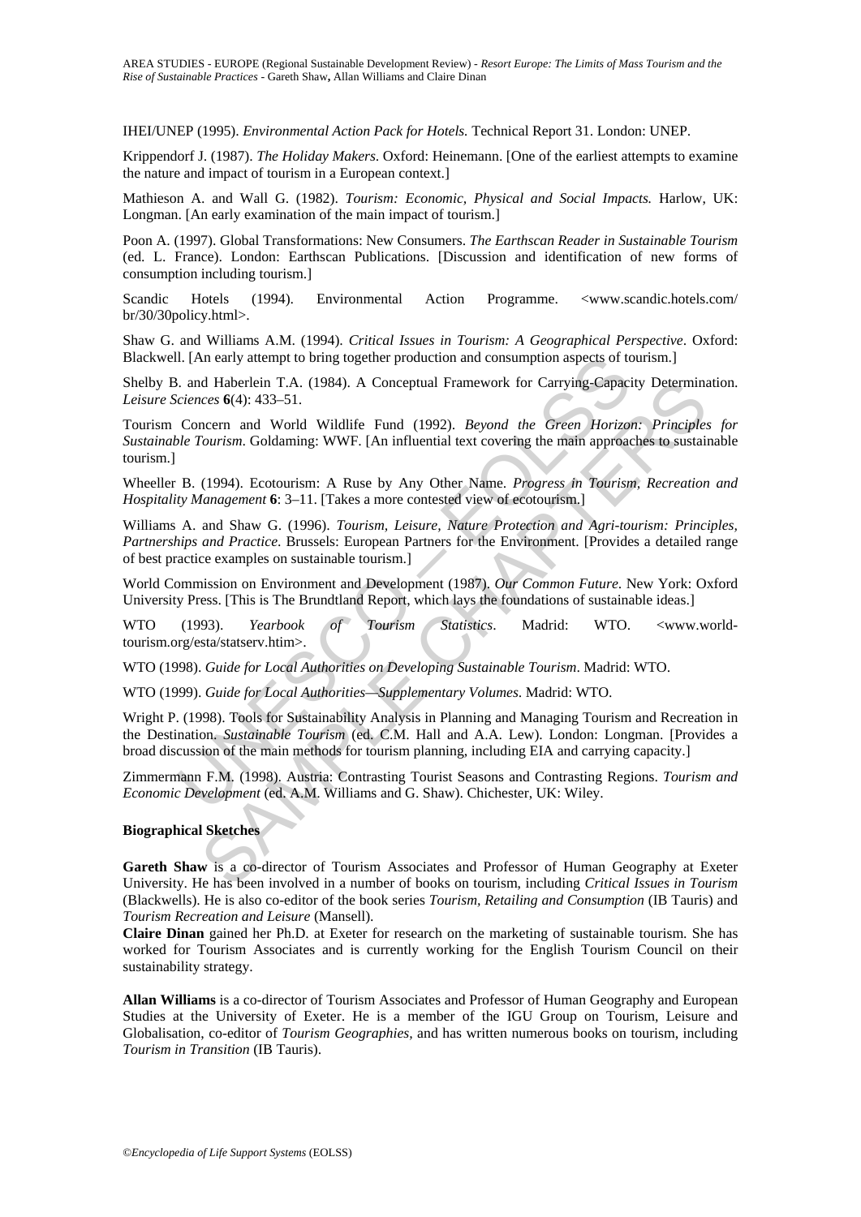IHEI/UNEP (1995). *Environmental Action Pack for Hotels.* Technical Report 31. London: UNEP.

Krippendorf J. (1987). *The Holiday Makers*. Oxford: Heinemann. [One of the earliest attempts to examine the nature and impact of tourism in a European context.]

Mathieson A. and Wall G. (1982). *Tourism: Economic, Physical and Social Impacts.* Harlow, UK: Longman. [An early examination of the main impact of tourism.]

Poon A. (1997). Global Transformations: New Consumers. *The Earthscan Reader in Sustainable Tourism* (ed. L. France). London: Earthscan Publications. [Discussion and identification of new forms of consumption including tourism.]

Scandic Hotels (1994). Environmental Action Programme. <www.scandic.hotels.com/br/30/30policy.html>.

Shaw G. and Williams A.M. (1994). *Critical Issues in Tourism: A Geographical Perspective*. Oxford: Blackwell. [An early attempt to bring together production and consumption aspects of tourism.]

Shelby B. and Haberlein T.A. (1984). A Conceptual Framework for Carrying-Capacity Determination. *Leisure Sciences* **6**(4): 433–51.

Tourism Concern and World Wildlife Fund (1992). *Beyond the Green Horizon: Principles for Sustainable Tourism*. Goldaming: WWF. [An influential text covering the main approaches to sustainable tourism.]

Wheeller B. (1994). Ecotourism: A Ruse by Any Other Name. *Progress in Tourism, Recreation and Hospitality Management* **6**: 3–11. [Takes a more contested view of ecotourism.]

Williams A. and Shaw G. (1996). *Tourism, Leisure, Nature Protection and Agri-tourism: Principles, Partnerships and Practice*. Brussels: European Partners for the Environment. [Provides a detailed range of best practice examples on sustainable tourism.]

World Commission on Environment and Development (1987). *Our Common Future*. New York: Oxford University Press. [This is The Brundtland Report, which lays the foundations of sustainable ideas.]

WTO (1993). *Yearbook of Tourism Statistics*. Madrid: WTO. <www.world-tourism.org/esta/statserv.htim>.

WTO (1998). *Guide for Local Authorities on Developing Sustainable Tourism*. Madrid: WTO.

WTO (1999). *Guide for Local Authorities—Supplementary Volumes*. Madrid: WTO.

Wright P. (1998). Tools for Sustainability Analysis in Planning and Managing Tourism and Recreation in the Destination. *Sustainable Tourism* (ed. C.M. Hall and A.A. Lew). London: Longman. [Provides a broad discussion of the main methods for tourism planning, including EIA and carrying capacity.]

Zimmermann F.M. (1998). Austria: Contrasting Tourist Seasons and Contrasting Regions. *Tourism and Economic Development* (ed. A.M. Williams and G. Shaw). Chichester, UK: Wiley.

**Biographical Sketches**

**Gareth Shaw** is a co-director of Tourism Associates and Professor of Human Geography at Exeter University. He has been involved in a number of books on tourism, including *Critical Issues in Tourism* (Blackwells). He is also co-editor of the book series *Tourism, Retailing and Consumption* (IB Tauris) and *Tourism Recreation and Leisure* (Mansell).

**Claire Dinan** gained her Ph.D. at Exeter for research on the marketing of sustainable tourism. She has worked for Tourism Associates and is currently working for the English Tourism Council on their sustainability strategy.

**Allan Williams** is a co-director of Tourism Associates and Professor of Human Geography and European Studies at the University of Exeter. He is a member of the IGU Group on Tourism, Leisure and Globalisation, co-editor of *Tourism Geographies,* and has written numerous books on tourism, including *Tourism in Transition* (IB Tauris).